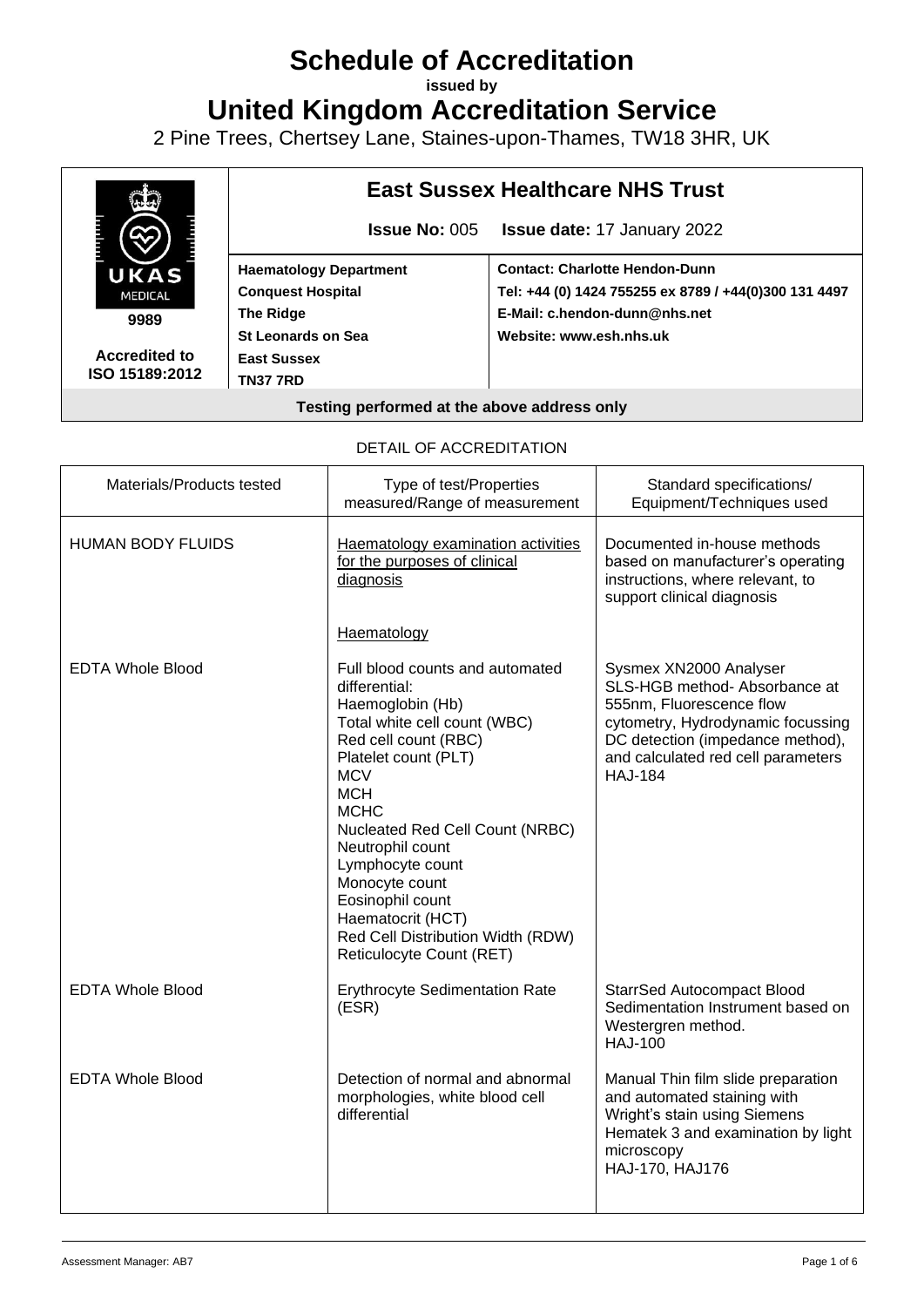# Schedule of Accreditation

**issued by**

# United Kingdom Accreditation Service

2 Pine Trees, Chertsey Lane, Staines-upon-Thames, TW18 3HR, UK

| | **East Sussex Healthcare NHS Trust** | |
|---|---|---|
| | **Issue No:** 005 | **Issue date:** 17 January 2022 |
| UKAS MEDICAL<br>**9989**<br>**Accredited to ISO 15189:2012** | **Haematology Department**<br>**Conquest Hospital**<br>**The Ridge**<br>**St Leonards on Sea**<br>**East Sussex**<br>**TN37 7RD** | **Contact: Charlotte Hendon-Dunn**<br>**Tel: +44 (0) 1424 755255 ex 8789 / +44(0)300 131 4497**<br>**E-Mail: c.hendon-dunn@nhs.net**<br>**Website: www.esh.nhs.uk** |

**Testing performed at the above address only**

DETAIL OF ACCREDITATION

| Materials/Products tested | Type of test/Properties measured/Range of measurement | Standard specifications/ Equipment/Techniques used |
|---|---|---|
| HUMAN BODY FLUIDS | Haematology examination activities for the purposes of clinical diagnosis | Documented in-house methods based on manufacturer's operating instructions, where relevant, to support clinical diagnosis |
| | Haematology | |
| EDTA Whole Blood | Full blood counts and automated differential:<br>Haemoglobin (Hb)<br>Total white cell count (WBC)<br>Red cell count (RBC)<br>Platelet count (PLT)<br>MCV<br>MCH<br>MCHC<br>Nucleated Red Cell Count (NRBC)<br>Neutrophil count<br>Lymphocyte count<br>Monocyte count<br>Eosinophil count<br>Haematocrit (HCT)<br>Red Cell Distribution Width (RDW)<br>Reticulocyte Count (RET) | Sysmex XN2000 Analyser<br>SLS-HGB method- Absorbance at 555nm, Fluorescence flow cytometry, Hydrodynamic focussing DC detection (impedance method), and calculated red cell parameters<br>HAJ-184 |
| EDTA Whole Blood | Erythrocyte Sedimentation Rate (ESR) | StarrSed Autocompact Blood Sedimentation Instrument based on Westergren method.<br>HAJ-100 |
| EDTA Whole Blood | Detection of normal and abnormal morphologies, white blood cell differential | Manual Thin film slide preparation and automated staining with Wright's stain using Siemens Hematek 3 and examination by light microscopy<br>HAJ-170, HAJ176 |

Assessment Manager: AB7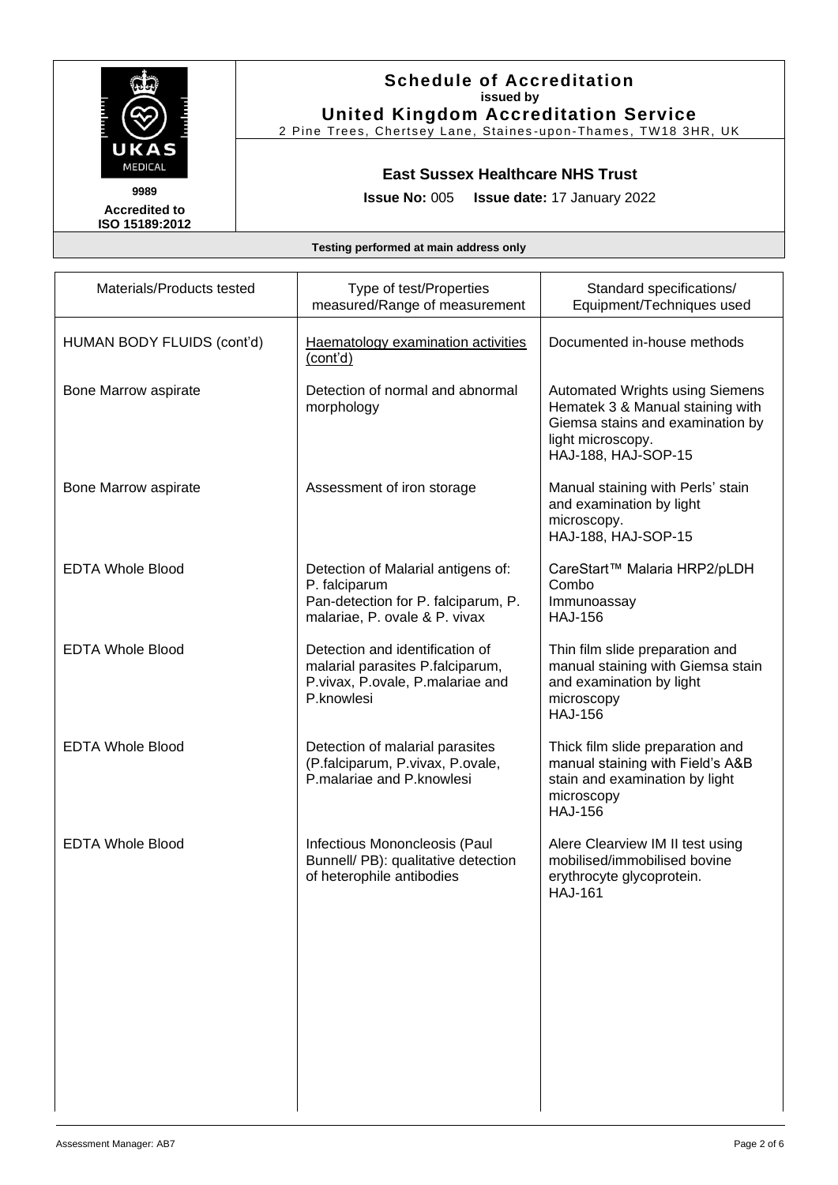**Schedule of Accreditation**
**issued by**
**United Kingdom Accreditation Service**
2 Pine Trees, Chertsey Lane, Staines-upon-Thames, TW18 3HR, UK

**9989**
**Accredited to ISO 15189:2012**

**East Sussex Healthcare NHS Trust**

**Issue No:** 005 **Issue date:** 17 January 2022

**Testing performed at main address only**

| Materials/Products tested | Type of test/Properties measured/Range of measurement | Standard specifications/ Equipment/Techniques used |
|---|---|---|
| HUMAN BODY FLUIDS (cont'd) | <u>Haematology examination activities (cont'd)</u> | Documented in-house methods |
| Bone Marrow aspirate | Detection of normal and abnormal morphology | Automated Wrights using Siemens Hematek 3 & Manual staining with Giemsa stains and examination by light microscopy.<br>HAJ-188, HAJ-SOP-15 |
| Bone Marrow aspirate | Assessment of iron storage | Manual staining with Perls' stain and examination by light microscopy.<br>HAJ-188, HAJ-SOP-15 |
| EDTA Whole Blood | Detection of Malarial antigens of:<br>P. falciparum<br>Pan-detection for P. falciparum, P. malariae, P. ovale & P. vivax | CareStart™ Malaria HRP2/pLDH Combo<br>Immunoassay<br>HAJ-156 |
| EDTA Whole Blood | Detection and identification of malarial parasites P.falciparum, P.vivax, P.ovale, P.malariae and P.knowlesi | Thin film slide preparation and manual staining with Giemsa stain and examination by light microscopy<br>HAJ-156 |
| EDTA Whole Blood | Detection of malarial parasites (P.falciparum, P.vivax, P.ovale, P.malariae and P.knowlesi | Thick film slide preparation and manual staining with Field's A&B stain and examination by light microscopy<br>HAJ-156 |
| EDTA Whole Blood | Infectious Mononcleosis (Paul Bunnell/ PB): qualitative detection of heterophile antibodies | Alere Clearview IM II test using mobilised/immobilised bovine erythrocyte glycoprotein.<br>HAJ-161 |

Assessment Manager: AB7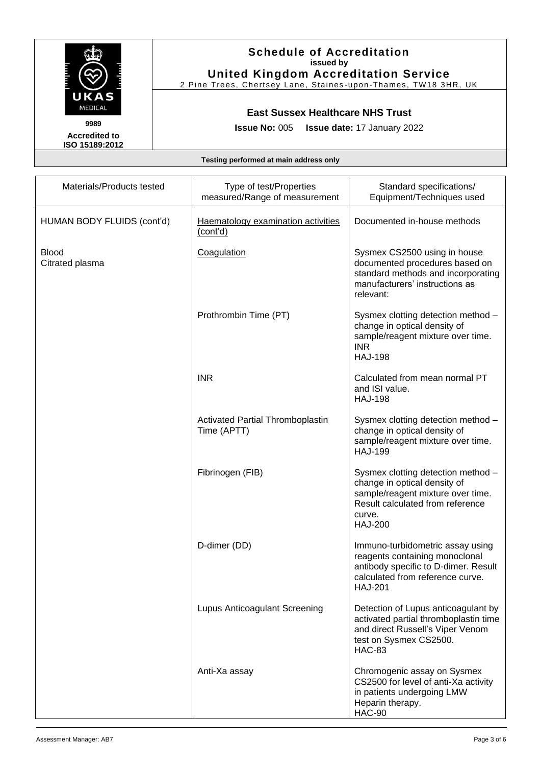# Schedule of Accreditation

**issued by**

**United Kingdom Accreditation Service**

2 Pine Trees, Chertsey Lane, Staines-upon-Thames, TW18 3HR, UK

UKAS MEDICAL

**9989**

**Accredited to ISO 15189:2012**

## East Sussex Healthcare NHS Trust

**Issue No:** 005 **Issue date:** 17 January 2022

**Testing performed at main address only**

| Materials/Products tested | Type of test/Properties measured/Range of measurement | Standard specifications/ Equipment/Techniques used |
|---|---|---|
| HUMAN BODY FLUIDS (cont'd) | Haematology examination activities (cont'd) | Documented in-house methods |
| Blood<br>Citrated plasma | Coagulation | Sysmex CS2500 using in house documented procedures based on standard methods and incorporating manufacturers' instructions as relevant: |
| | Prothrombin Time (PT) | Sysmex clotting detection method – change in optical density of sample/reagent mixture over time.<br>INR<br>HAJ-198 |
| | INR | Calculated from mean normal PT and ISI value.<br>HAJ-198 |
| | Activated Partial Thromboplastin Time (APTT) | Sysmex clotting detection method – change in optical density of sample/reagent mixture over time.<br>HAJ-199 |
| | Fibrinogen (FIB) | Sysmex clotting detection method – change in optical density of sample/reagent mixture over time. Result calculated from reference curve.<br>HAJ-200 |
| | D-dimer (DD) | Immuno-turbidometric assay using reagents containing monoclonal antibody specific to D-dimer. Result calculated from reference curve.<br>HAJ-201 |
| | Lupus Anticoagulant Screening | Detection of Lupus anticoagulant by activated partial thromboplastin time and direct Russell's Viper Venom test on Sysmex CS2500.<br>HAC-83 |
| | Anti-Xa assay | Chromogenic assay on Sysmex CS2500 for level of anti-Xa activity in patients undergoing LMW Heparin therapy.<br>HAC-90 |

Assessment Manager: AB7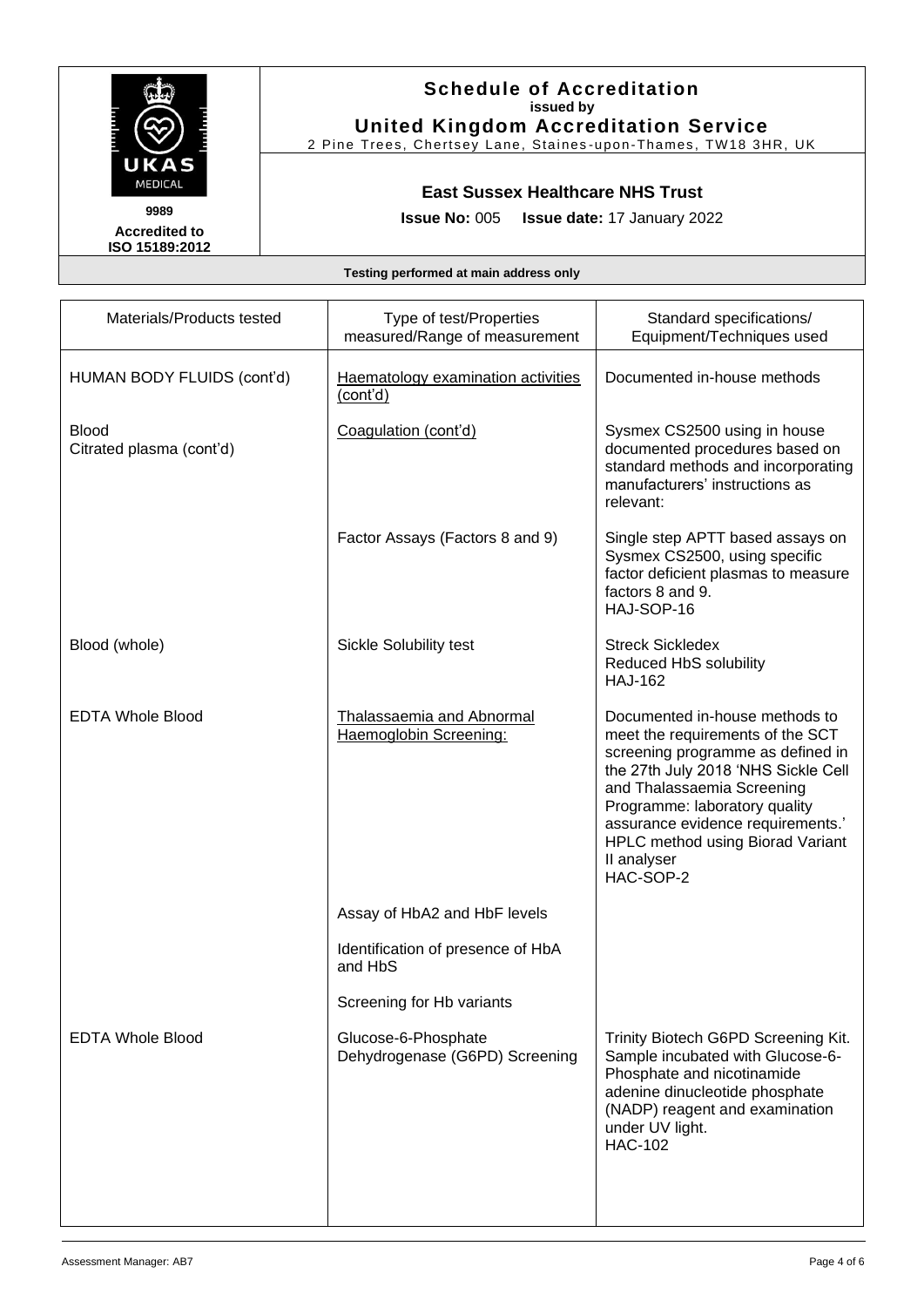**Schedule of Accreditation**
**issued by**
**United Kingdom Accreditation Service**
2 Pine Trees, Chertsey Lane, Staines-upon-Thames, TW18 3HR, UK

UKAS MEDICAL

**9989**
**Accredited to ISO 15189:2012**

**East Sussex Healthcare NHS Trust**

**Issue No:** 005 **Issue date:** 17 January 2022

**Testing performed at main address only**

| Materials/Products tested | Type of test/Properties measured/Range of measurement | Standard specifications/ Equipment/Techniques used |
|---|---|---|
| HUMAN BODY FLUIDS (cont'd) | Haematology examination activities (cont'd) | Documented in-house methods |
| Blood<br>Citrated plasma (cont'd) | Coagulation (cont'd) | Sysmex CS2500 using in house documented procedures based on standard methods and incorporating manufacturers' instructions as relevant: |
| | Factor Assays (Factors 8 and 9) | Single step APTT based assays on Sysmex CS2500, using specific factor deficient plasmas to measure factors 8 and 9.<br>HAJ-SOP-16 |
| Blood (whole) | Sickle Solubility test | Streck Sickledex<br>Reduced HbS solubility<br>HAJ-162 |
| EDTA Whole Blood | Thalassaemia and Abnormal Haemoglobin Screening: | Documented in-house methods to meet the requirements of the SCT screening programme as defined in the 27th July 2018 'NHS Sickle Cell and Thalassaemia Screening Programme: laboratory quality assurance evidence requirements.' HPLC method using Biorad Variant II analyser<br>HAC-SOP-2 |
| | Assay of HbA2 and HbF levels | |
| | Identification of presence of HbA and HbS | |
| | Screening for Hb variants | |
| EDTA Whole Blood | Glucose-6-Phosphate Dehydrogenase (G6PD) Screening | Trinity Biotech G6PD Screening Kit. Sample incubated with Glucose-6-Phosphate and nicotinamide adenine dinucleotide phosphate (NADP) reagent and examination under UV light.<br>HAC-102 |

Assessment Manager: AB7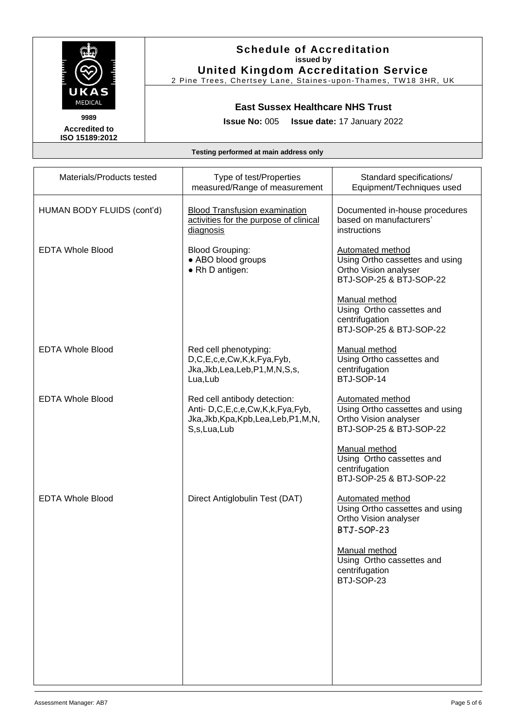# Schedule of Accreditation

**issued by**

**United Kingdom Accreditation Service**

2 Pine Trees, Chertsey Lane, Staines-upon-Thames, TW18 3HR, UK

**9989**

**Accredited to ISO 15189:2012**

## East Sussex Healthcare NHS Trust

**Issue No:** 005 **Issue date:** 17 January 2022

**Testing performed at main address only**

| Materials/Products tested | Type of test/Properties measured/Range of measurement | Standard specifications/ Equipment/Techniques used |
|---|---|---|
| HUMAN BODY FLUIDS (cont'd) | Blood Transfusion examination activities for the purpose of clinical diagnosis | Documented in-house procedures based on manufacturers' instructions |
| EDTA Whole Blood | Blood Grouping:<br>● ABO blood groups<br>● Rh D antigen: | Automated method<br>Using Ortho cassettes and using Ortho Vision analyser<br>BTJ-SOP-25 & BTJ-SOP-22<br><br>Manual method<br>Using Ortho cassettes and centrifugation<br>BTJ-SOP-25 & BTJ-SOP-22 |
| EDTA Whole Blood | Red cell phenotyping:<br>D,C,E,c,e,Cw,K,k,Fya,Fyb, Jka,Jkb,Lea,Leb,P1,M,N,S,s, Lua,Lub | Manual method<br>Using Ortho cassettes and centrifugation<br>BTJ-SOP-14 |
| EDTA Whole Blood | Red cell antibody detection:<br>Anti- D,C,E,c,e,Cw,K,k,Fya,Fyb, Jka,Jkb,Kpa,Kpb,Lea,Leb,P1,M,N, S,s,Lua,Lub | Automated method<br>Using Ortho cassettes and using Ortho Vision analyser<br>BTJ-SOP-25 & BTJ-SOP-22<br><br>Manual method<br>Using Ortho cassettes and centrifugation<br>BTJ-SOP-25 & BTJ-SOP-22 |
| EDTA Whole Blood | Direct Antiglobulin Test (DAT) | Automated method<br>Using Ortho cassettes and using Ortho Vision analyser<br>BTJ-SOP-23<br><br>Manual method<br>Using Ortho cassettes and centrifugation<br>BTJ-SOP-23 |

Assessment Manager: AB7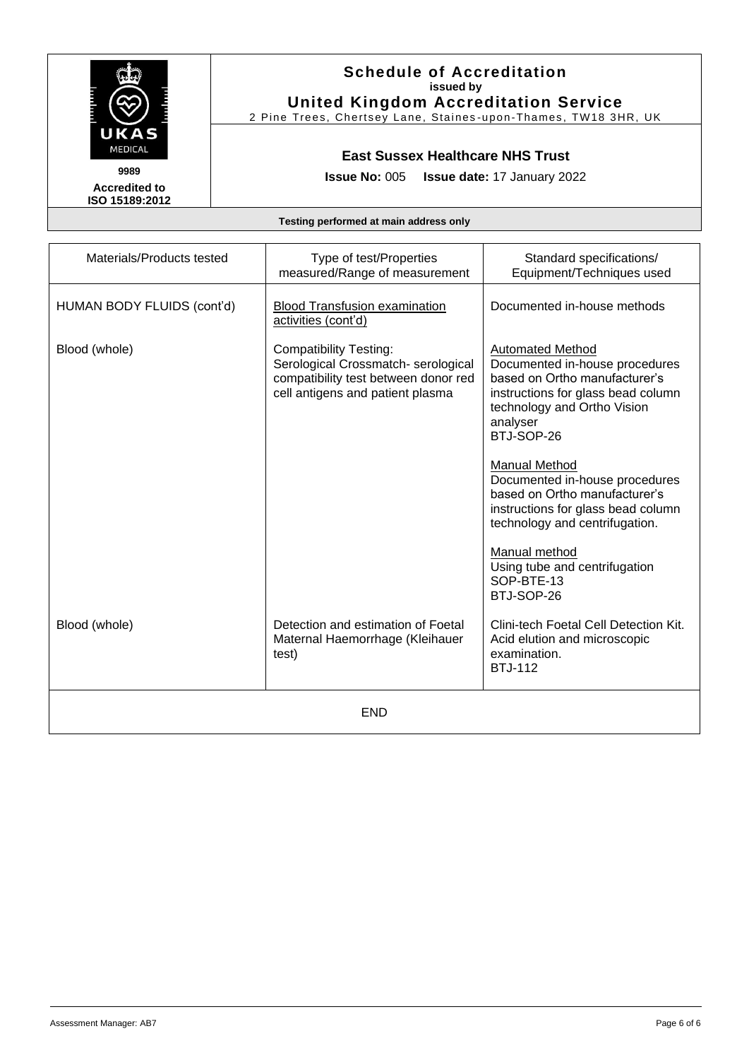# Schedule of Accreditation

**issued by**

**United Kingdom Accreditation Service**

2 Pine Trees, Chertsey Lane, Staines-upon-Thames, TW18 3HR, UK

UKAS MEDICAL

9989

**Accredited to ISO 15189:2012**

## East Sussex Healthcare NHS Trust

**Issue No:** 005 **Issue date:** 17 January 2022

**Testing performed at main address only**

| Materials/Products tested | Type of test/Properties measured/Range of measurement | Standard specifications/ Equipment/Techniques used |
|---|---|---|
| HUMAN BODY FLUIDS (cont'd) | Blood Transfusion examination activities (cont'd) | Documented in-house methods |
| Blood (whole) | Compatibility Testing:<br>Serological Crossmatch- serological compatibility test between donor red cell antigens and patient plasma | Automated Method<br>Documented in-house procedures based on Ortho manufacturer's instructions for glass bead column technology and Ortho Vision analyser<br>BTJ-SOP-26<br><br>Manual Method<br>Documented in-house procedures based on Ortho manufacturer's instructions for glass bead column technology and centrifugation.<br><br>Manual method<br>Using tube and centrifugation<br>SOP-BTE-13<br>BTJ-SOP-26 |
| Blood (whole) | Detection and estimation of Foetal Maternal Haemorrhage (Kleihauer test) | Clini-tech Foetal Cell Detection Kit. Acid elution and microscopic examination.<br>BTJ-112 |

END

Assessment Manager: AB7